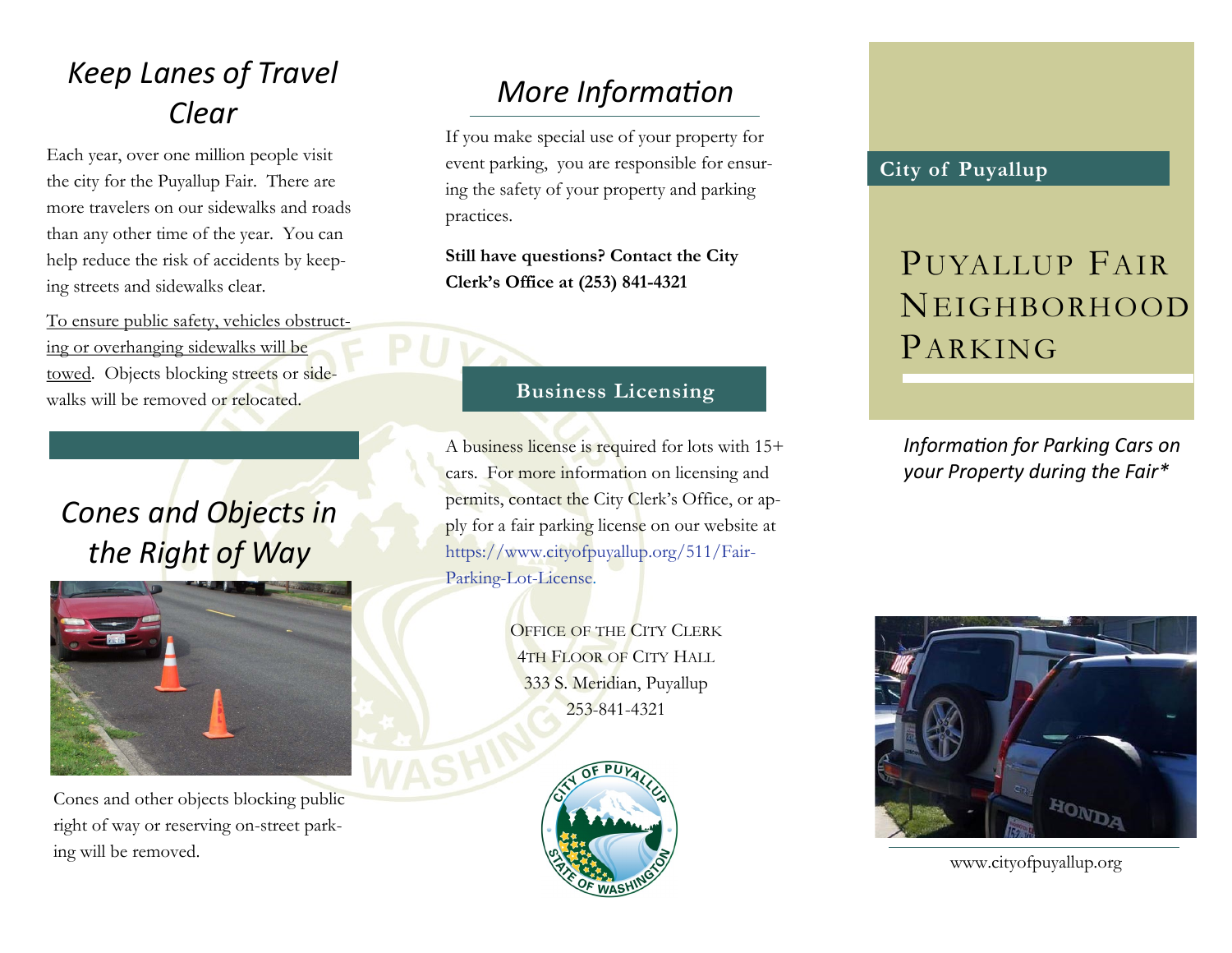# Keep Lanes of Travel Clear

Each year, over one million people visit the city for the Puyallup Fair. There are more travelers on our sidewalks and roads than any other time of the year. You can help reduce the risk of accidents by keeping streets and sidewalks clear.

To ensure public safety, vehicles obstructing or overhanging sidewalks will be towed. Objects blocking streets or sidewalks will be removed or relocated.

# Cones and Objects in the Right of Way

Cones and other objects blocking public right of way or reserving on-street parking will be removed.

# More Information

If you make special use of your property for event parking, you are responsible for ensuring the safety of your property and parking practices.

**Still have questions? Contact the City Clerk's Office at (253) 841-4321**

## Business Licensing

A business license is required for lots with 15+ cars. For more information on licensing and permits, contact the City Clerk's Office, or apply for a fair parking license on our website at https://www.cityofpuyallup.org/511/Fair-Parking-Lot-License.

OFFICE OF THE CITY CLERK
4TH FLOOR OF CITY HALL
333 S. Meridian, Puyallup
253-841-4321

**City of Puyallup**

# PUYALLUP FAIR NEIGHBORHOOD PARKING

*Information for Parking Cars on your Property during the Fair\**

www.cityofpuyallup.org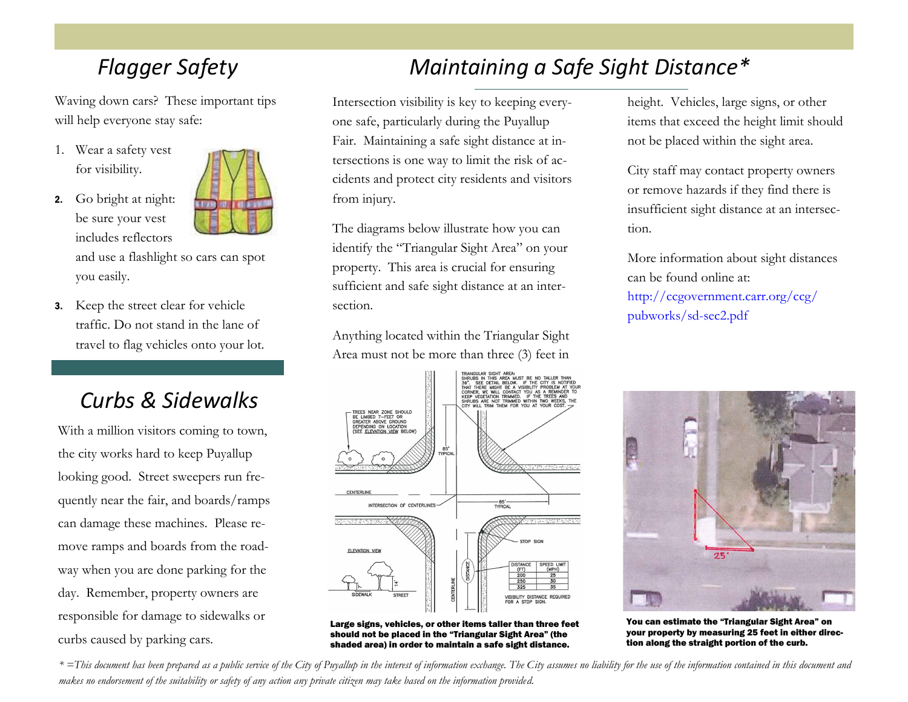## Flagger Safety

Waving down cars? These important tips will help everyone stay safe:

1. Wear a safety vest for visibility.
2. Go bright at night: be sure your vest includes reflectors and use a flashlight so cars can spot you easily.
3. Keep the street clear for vehicle traffic. Do not stand in the lane of travel to flag vehicles onto your lot.

## Curbs & Sidewalks

With a million visitors coming to town, the city works hard to keep Puyallup looking good. Street sweepers run frequently near the fair, and boards/ramps can damage these machines. Please remove ramps and boards from the roadway when you are done parking for the day. Remember, property owners are responsible for damage to sidewalks or curbs caused by parking cars.

## Maintaining a Safe Sight Distance*

Intersection visibility is key to keeping everyone safe, particularly during the Puyallup Fair. Maintaining a safe sight distance at intersections is one way to limit the risk of accidents and protect city residents and visitors from injury.

The diagrams below illustrate how you can identify the "Triangular Sight Area" on your property. This area is crucial for ensuring sufficient and safe sight distance at an intersection.

Anything located within the Triangular Sight Area must not be more than three (3) feet in height. Vehicles, large signs, or other items that exceed the height limit should not be placed within the sight area.

City staff may contact property owners or remove hazards if they find there is insufficient sight distance at an intersection.

More information about sight distances can be found online at: http://ccgovernment.carr.org/ccg/pubworks/sd-sec2.pdf

TRIANGULAR SIGHT AREA: SHRUBS IN THIS AREA MUST BE NO TALLER THAN 36". SEE DETAIL BELOW. IF THE CITY IS NOTIFIED THAT THERE MIGHT BE A VISIBILITY PROBLEM AT YOUR CORNER, WE WILL CONTACT YOU AS A REMINDER TO KEEP VEGETATION TRIMMED. IF THE TREES AND SHRUBS ARE NOT TRIMMED WITHIN TWO WEEKS, THE CITY WILL TRIM THEM FOR YOU AT YOUR COST.

TREES NEAR ZONE SHOULD BE LIMBED 7-FEET OR GREATER ABOVE GROUND DEPENDING ON LOCATION (SEE ELEVATION VIEW BELOW)

85' TYPICAL

CENTERLINE

INTERSECTION OF CENTERLINES

85' TYPICAL

STOP SIGN

ELEVATION VIEW

14'

SIDEWALK

STREET

CENTERLINE

DISTANCE

| DISTANCE (FT) | SPEED LIMIT (MPH) |
|---|---|
| 200 | 25 |
| 250 | 30 |
| 325 | 35 |

VISIBILITY DISTANCE REQUIRED FOR A STOP SIGN.

**Large signs, vehicles, or other items taller than three feet should not be placed in the "Triangular Sight Area" (the shaded area) in order to maintain a safe sight distance.**

25'

**You can estimate the "Triangular Sight Area" on your property by measuring 25 feet in either direction along the straight portion of the curb.**

*\* =This document has been prepared as a public service of the City of Puyallup in the interest of information exchange. The City assumes no liability for the use of the information contained in this document and makes no endorsement of the suitability or safety of any action any private citizen may take based on the information provided.*